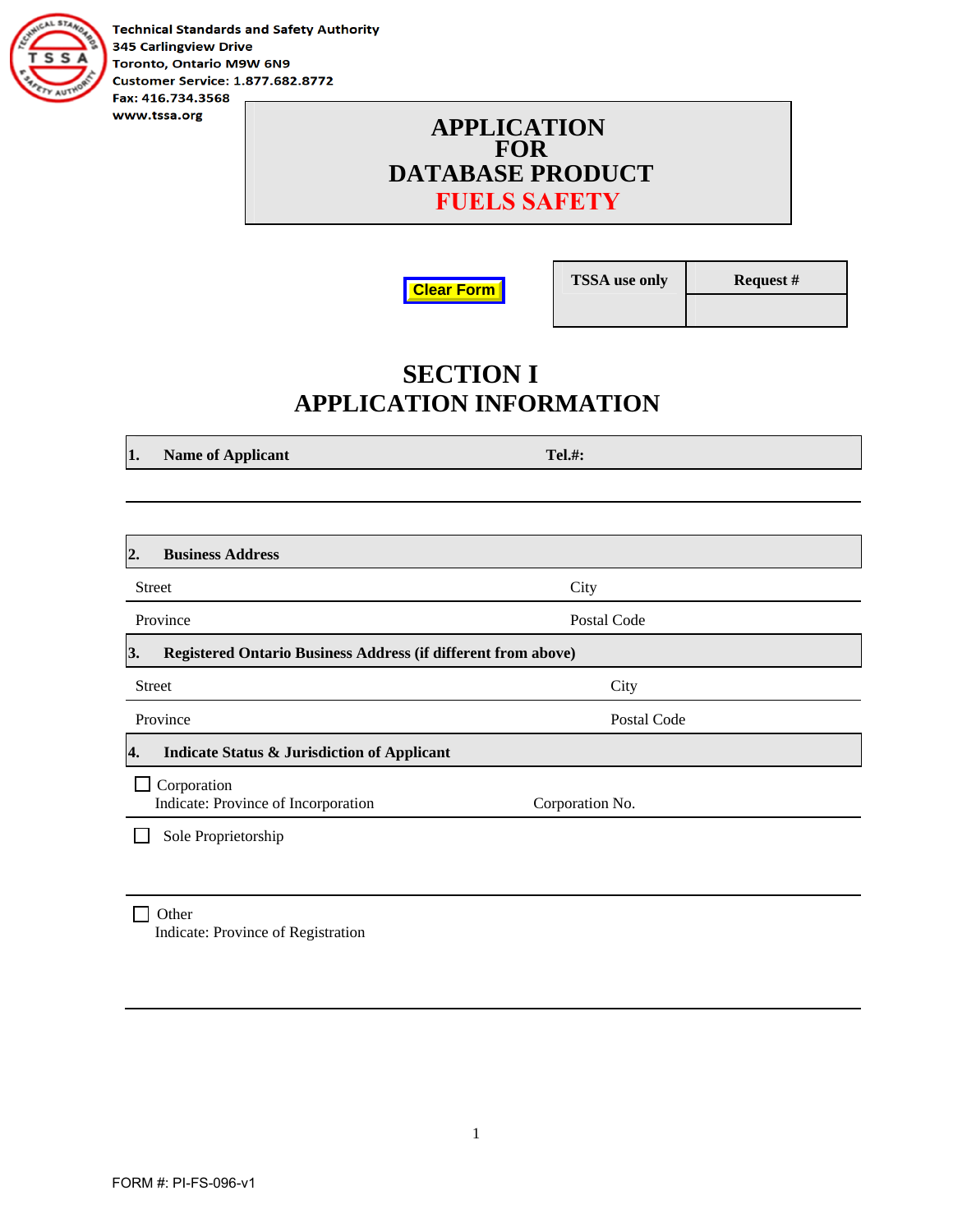Technical Standards and Safety Authority
345 Carlingview Drive
Toronto, Ontario M9W 6N9
Customer Service: 1.877.682.8772
Fax: 416.734.3568
www.tssa.org

# APPLICATION FOR DATABASE PRODUCT
# FUELS SAFETY

Clear Form

| TSSA use only | Request # |
|---|---|
| | |

## SECTION I
## APPLICATION INFORMATION

**1. Name of Applicant** **Tel.#:**

**2. Business Address**

Street City

Province Postal Code

**3. Registered Ontario Business Address (if different from above)**

Street City

Province Postal Code

**4. Indicate Status & Jurisdiction of Applicant**

☐ Corporation
Indicate: Province of Incorporation Corporation No.

☐ Sole Proprietorship

☐ Other
Indicate: Province of Registration

FORM #: PI-FS-096-v1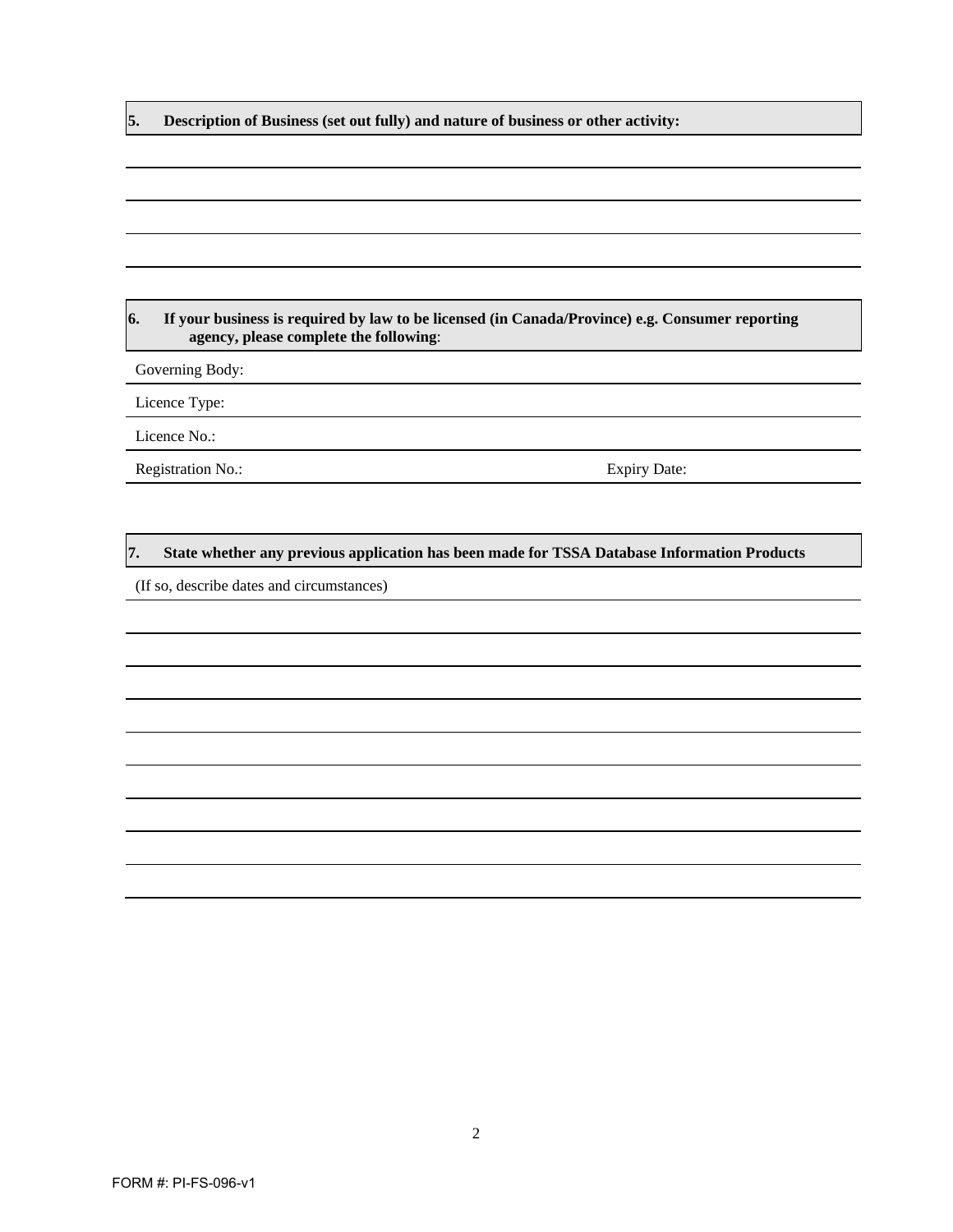**5. Description of Business (set out fully) and nature of business or other activity:**

**6. If your business is required by law to be licensed (in Canada/Province) e.g. Consumer reporting agency, please complete the following**:

Governing Body:

Licence Type:

Licence No.:

Registration No.: Expiry Date:

**7. State whether any previous application has been made for TSSA Database Information Products**

(If so, describe dates and circumstances)

FORM #: PI-FS-096-v1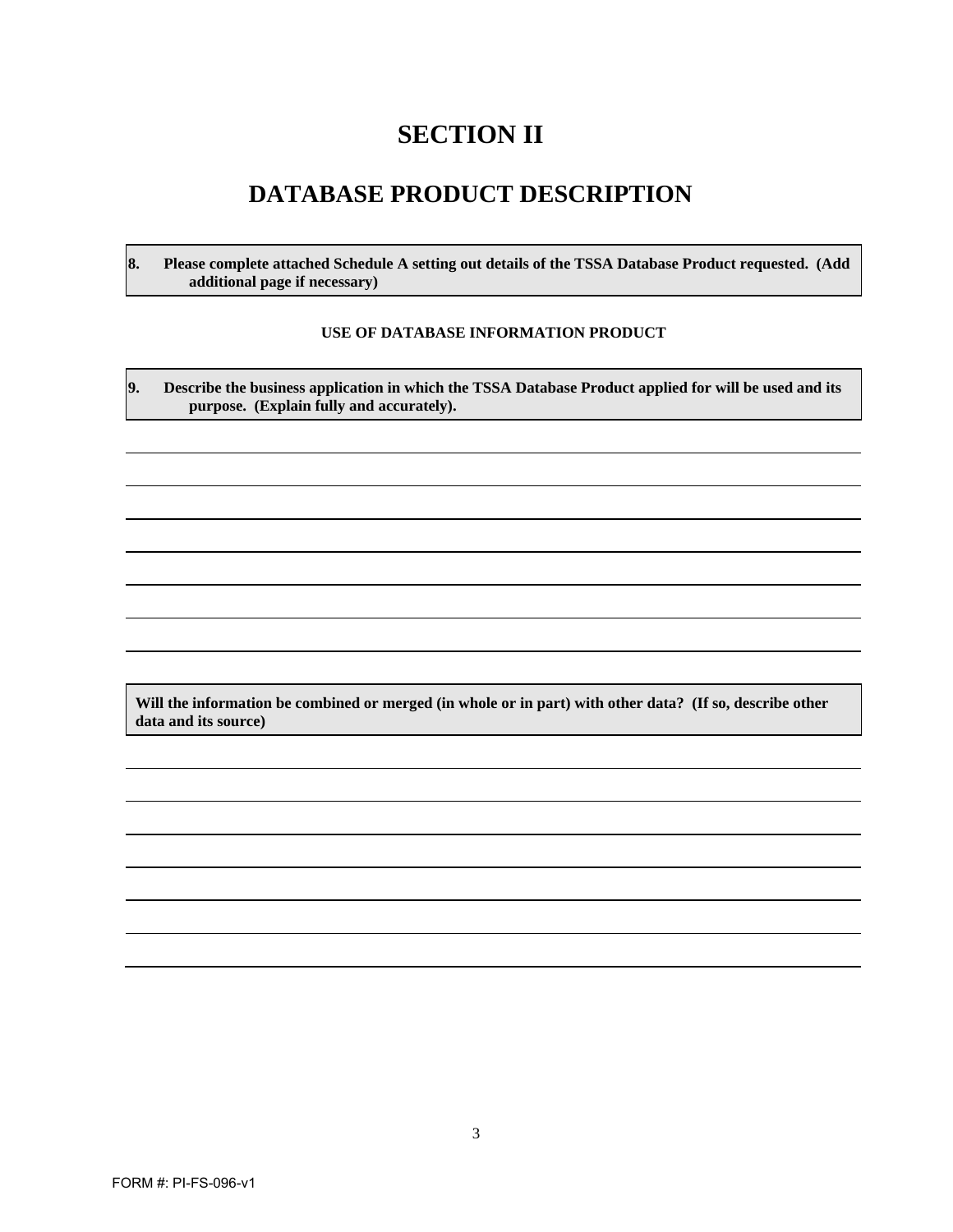# SECTION II

# DATABASE PRODUCT DESCRIPTION

**8. Please complete attached Schedule A setting out details of the TSSA Database Product requested. (Add additional page if necessary)**

**USE OF DATABASE INFORMATION PRODUCT**

**9. Describe the business application in which the TSSA Database Product applied for will be used and its purpose. (Explain fully and accurately).**

**Will the information be combined or merged (in whole or in part) with other data? (If so, describe other data and its source)**

FORM #: PI-FS-096-v1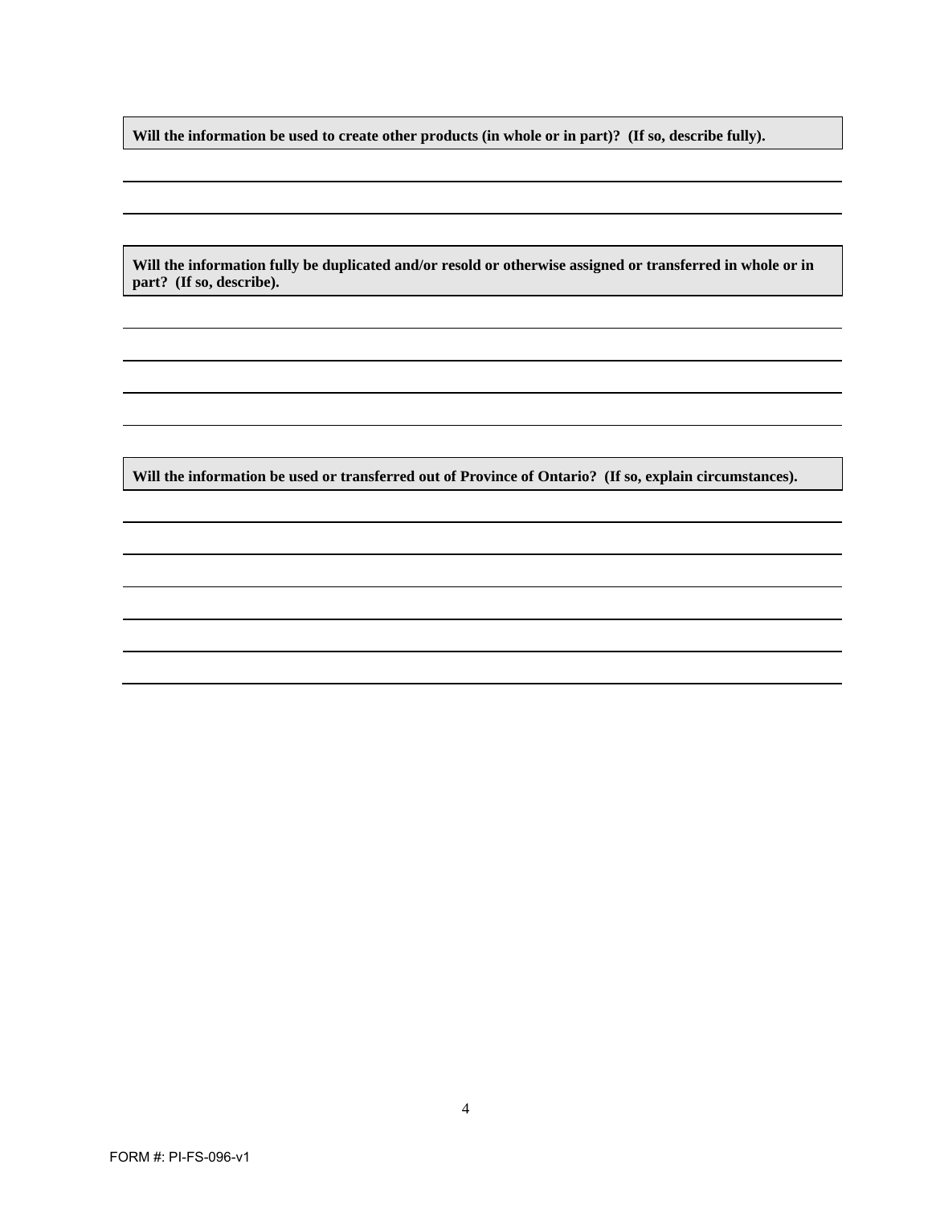**Will the information be used to create other products (in whole or in part)? (If so, describe fully).**

**Will the information fully be duplicated and/or resold or otherwise assigned or transferred in whole or in part? (If so, describe).**

**Will the information be used or transferred out of Province of Ontario? (If so, explain circumstances).**

FORM #: PI-FS-096-v1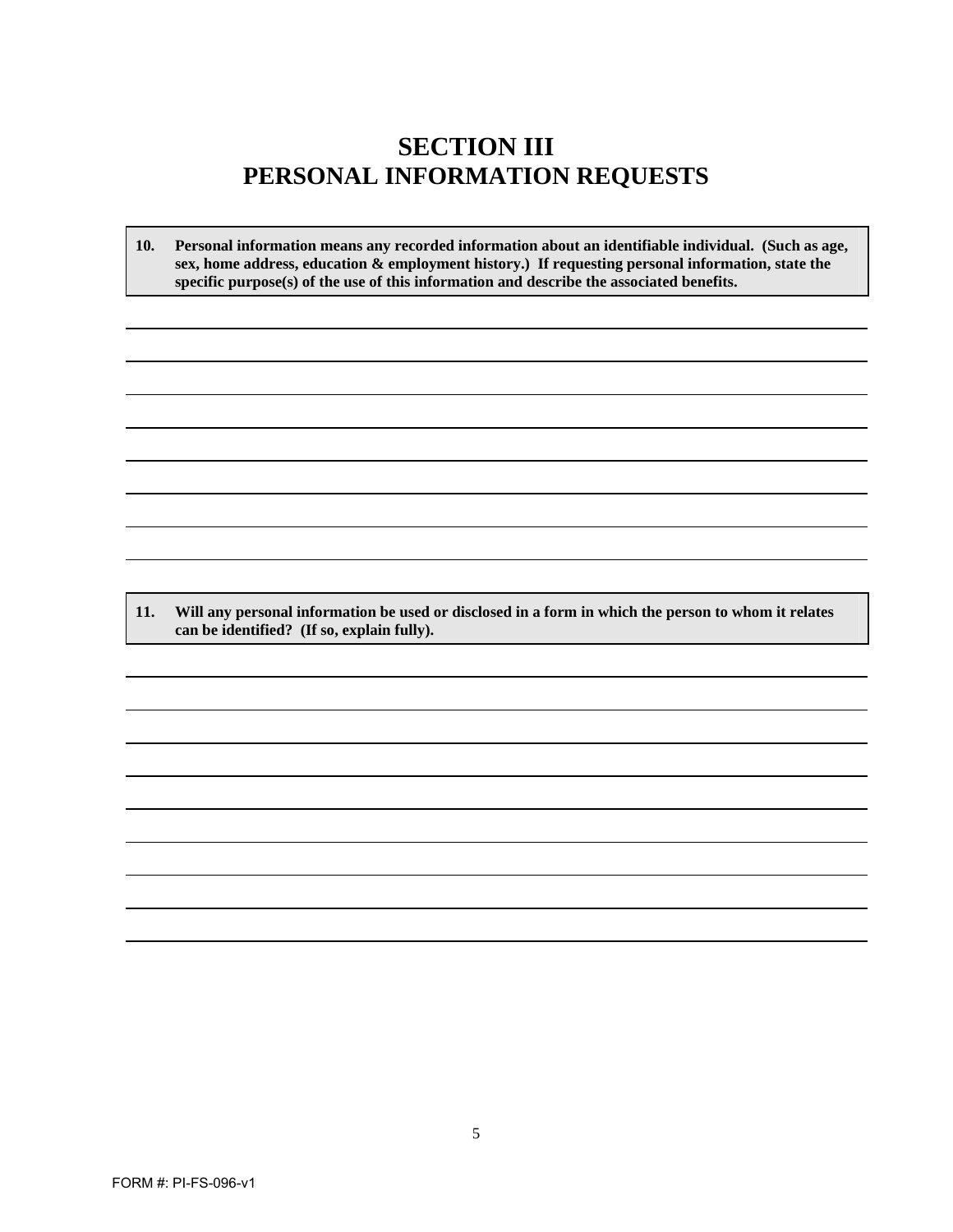# SECTION III
# PERSONAL INFORMATION REQUESTS

**10. Personal information means any recorded information about an identifiable individual. (Such as age, sex, home address, education & employment history.) If requesting personal information, state the specific purpose(s) of the use of this information and describe the associated benefits.**

**11. Will any personal information be used or disclosed in a form in which the person to whom it relates can be identified? (If so, explain fully).**

FORM #: PI-FS-096-v1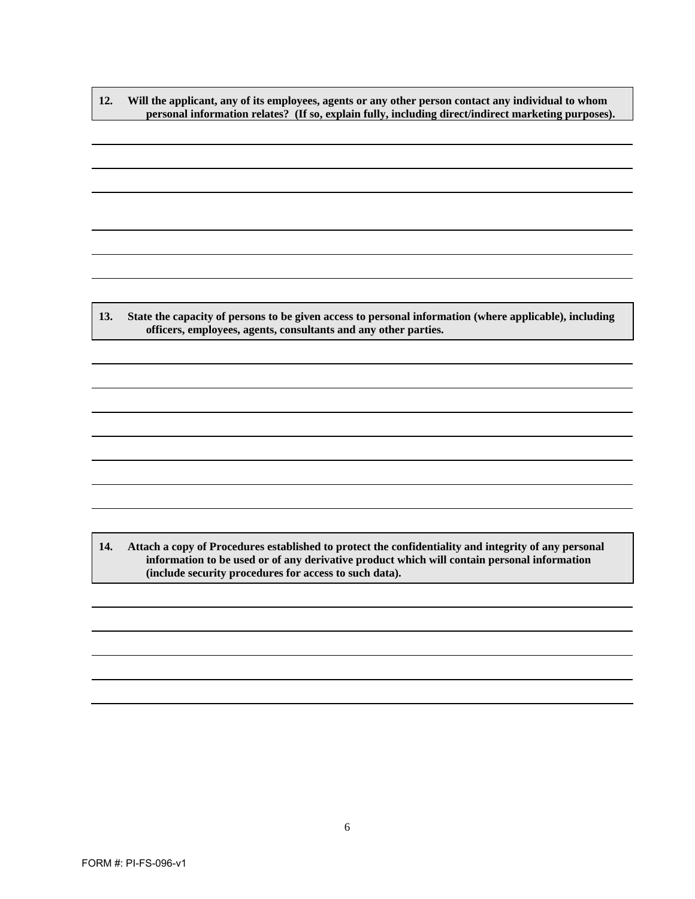**12. Will the applicant, any of its employees, agents or any other person contact any individual to whom personal information relates? (If so, explain fully, including direct/indirect marketing purposes).**

**13. State the capacity of persons to be given access to personal information (where applicable), including officers, employees, agents, consultants and any other parties.**

**14. Attach a copy of Procedures established to protect the confidentiality and integrity of any personal information to be used or of any derivative product which will contain personal information (include security procedures for access to such data).**

FORM #: PI-FS-096-v1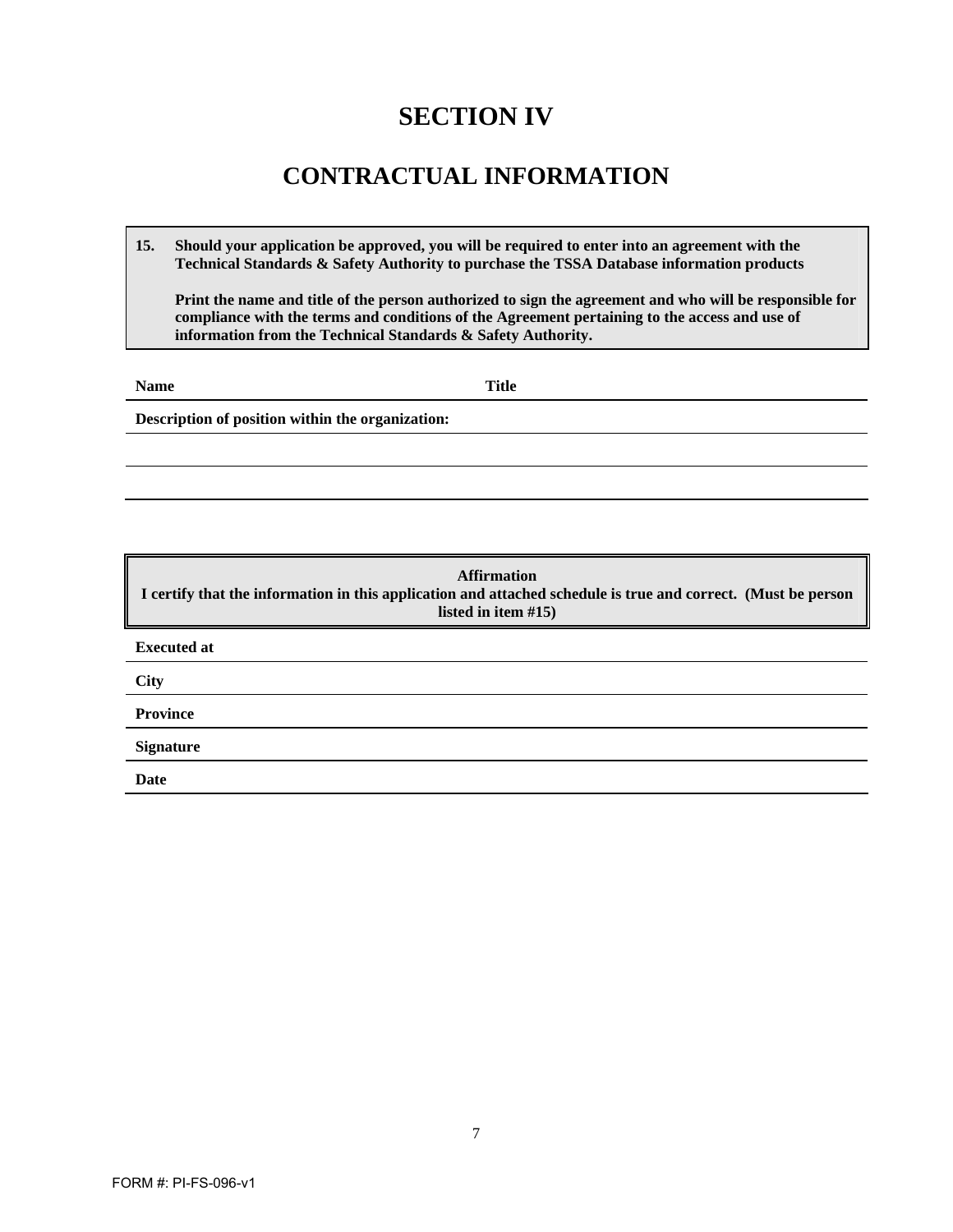# SECTION IV

## CONTRACTUAL INFORMATION

**15. Should your application be approved, you will be required to enter into an agreement with the Technical Standards & Safety Authority to purchase the TSSA Database information products**

**Print the name and title of the person authorized to sign the agreement and who will be responsible for compliance with the terms and conditions of the Agreement pertaining to the access and use of information from the Technical Standards & Safety Authority.**

| | |
|---|---|
| **Name** | **Title** |
| **Description of position within the organization:** | |
| | |
| | |

**Affirmation**
**I certify that the information in this application and attached schedule is true and correct. (Must be person listed in item #15)**

| |
|---|
| **Executed at** |
| **City** |
| **Province** |
| **Signature** |
| **Date** |

FORM #: PI-FS-096-v1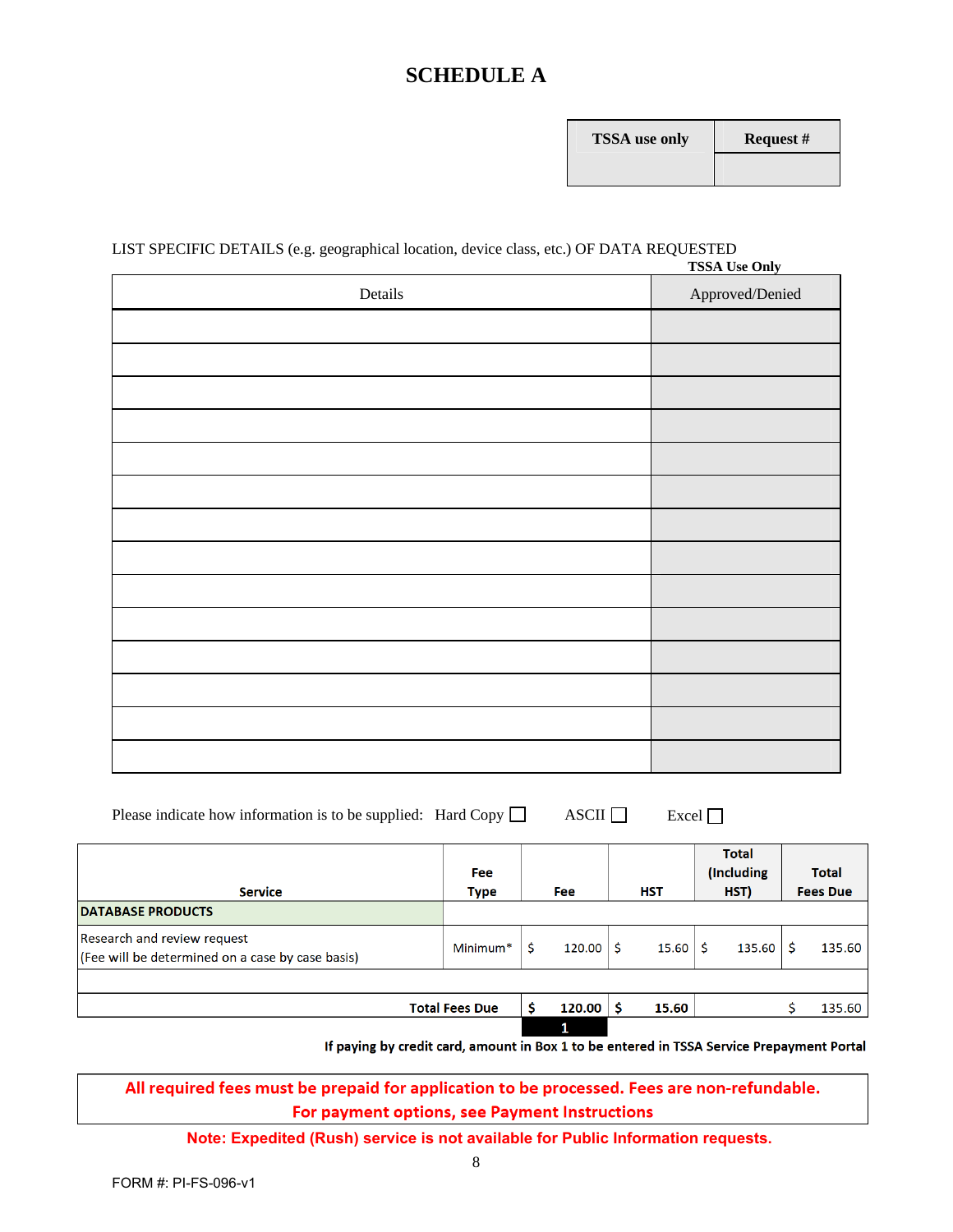# SCHEDULE A

| TSSA use only | Request # |
|---|---|
| | |

LIST SPECIFIC DETAILS (e.g. geographical location, device class, etc.) OF DATA REQUESTED

**TSSA Use Only**

| Details | Approved/Denied |
|---|---|
| | |
| | |
| | |
| | |
| | |
| | |
| | |
| | |
| | |
| | |
| | |
| | |
| | |
| | |

Please indicate how information is to be supplied: Hard Copy ☐ ASCII ☐ Excel ☐

| Service | Fee Type | Fee | HST | Total (Including HST) | Total Fees Due |
|---|---|---|---|---|---|
| **DATABASE PRODUCTS** | | | | | |
| Research and review request (Fee will be determined on a case by case basis) | Minimum* | $ 120.00 | $ 15.60 | $ 135.60 | $ 135.60 |
| | | | | | |
| **Total Fees Due** | | **$ 120.00** | **$ 15.60** | | $ 135.60 |
| | | **1** | | | |

**If paying by credit card, amount in Box 1 to be entered in TSSA Service Prepayment Portal**

**All required fees must be prepaid for application to be processed. Fees are non-refundable.**
**For payment options, see Payment Instructions**

**Note: Expedited (Rush) service is not available for Public Information requests.**

FORM #: PI-FS-096-v1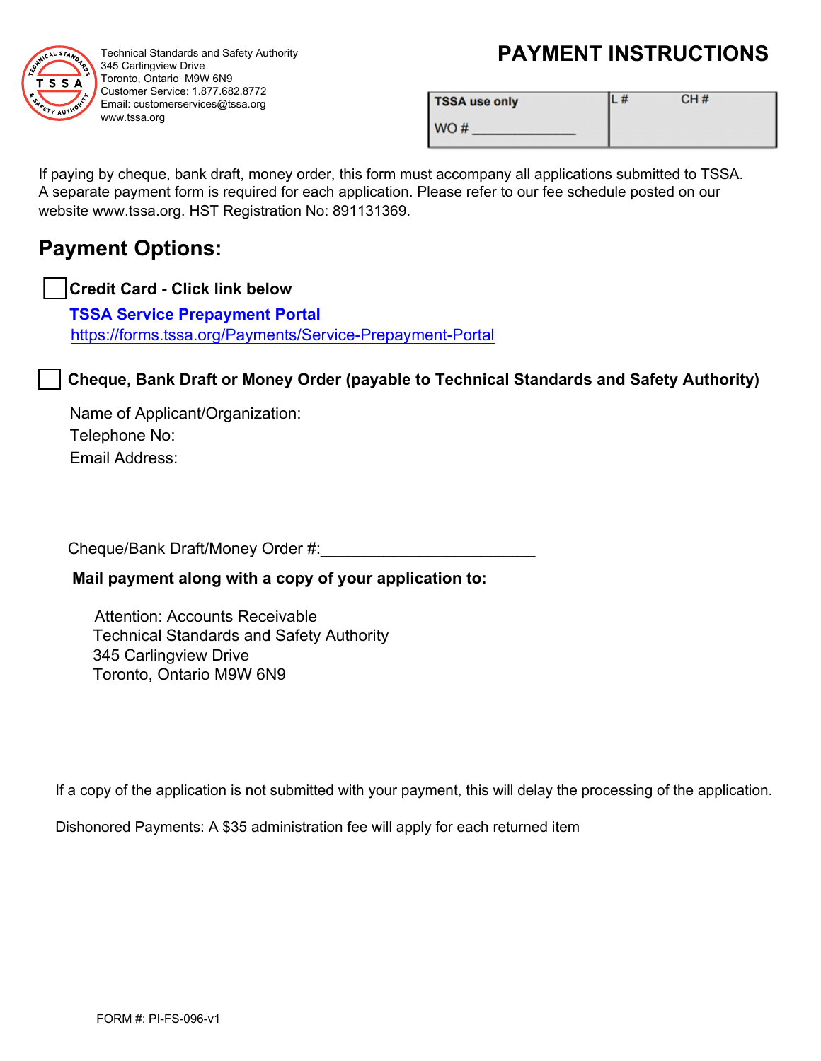Technical Standards and Safety Authority
345 Carlingview Drive
Toronto, Ontario M9W 6N9
Customer Service: 1.877.682.8772
Email: customerservices@tssa.org
www.tssa.org

# PAYMENT INSTRUCTIONS

| TSSA use only | L # | CH # |
|---|---|---|
| WO # ______________ | | |

If paying by cheque, bank draft, money order, this form must accompany all applications submitted to TSSA. A separate payment form is required for each application. Please refer to our fee schedule posted on our website www.tssa.org. HST Registration No: 891131369.

## Payment Options:

☐ **Credit Card - Click link below**

**TSSA Service Prepayment Portal**
https://forms.tssa.org/Payments/Service-Prepayment-Portal

☐ **Cheque, Bank Draft or Money Order (payable to Technical Standards and Safety Authority)**

Name of Applicant/Organization:
Telephone No:
Email Address:

Cheque/Bank Draft/Money Order #:________________________

**Mail payment along with a copy of your application to:**

Attention: Accounts Receivable
Technical Standards and Safety Authority
345 Carlingview Drive
Toronto, Ontario M9W 6N9

If a copy of the application is not submitted with your payment, this will delay the processing of the application.

Dishonored Payments: A $35 administration fee will apply for each returned item

FORM #: PI-FS-096-v1